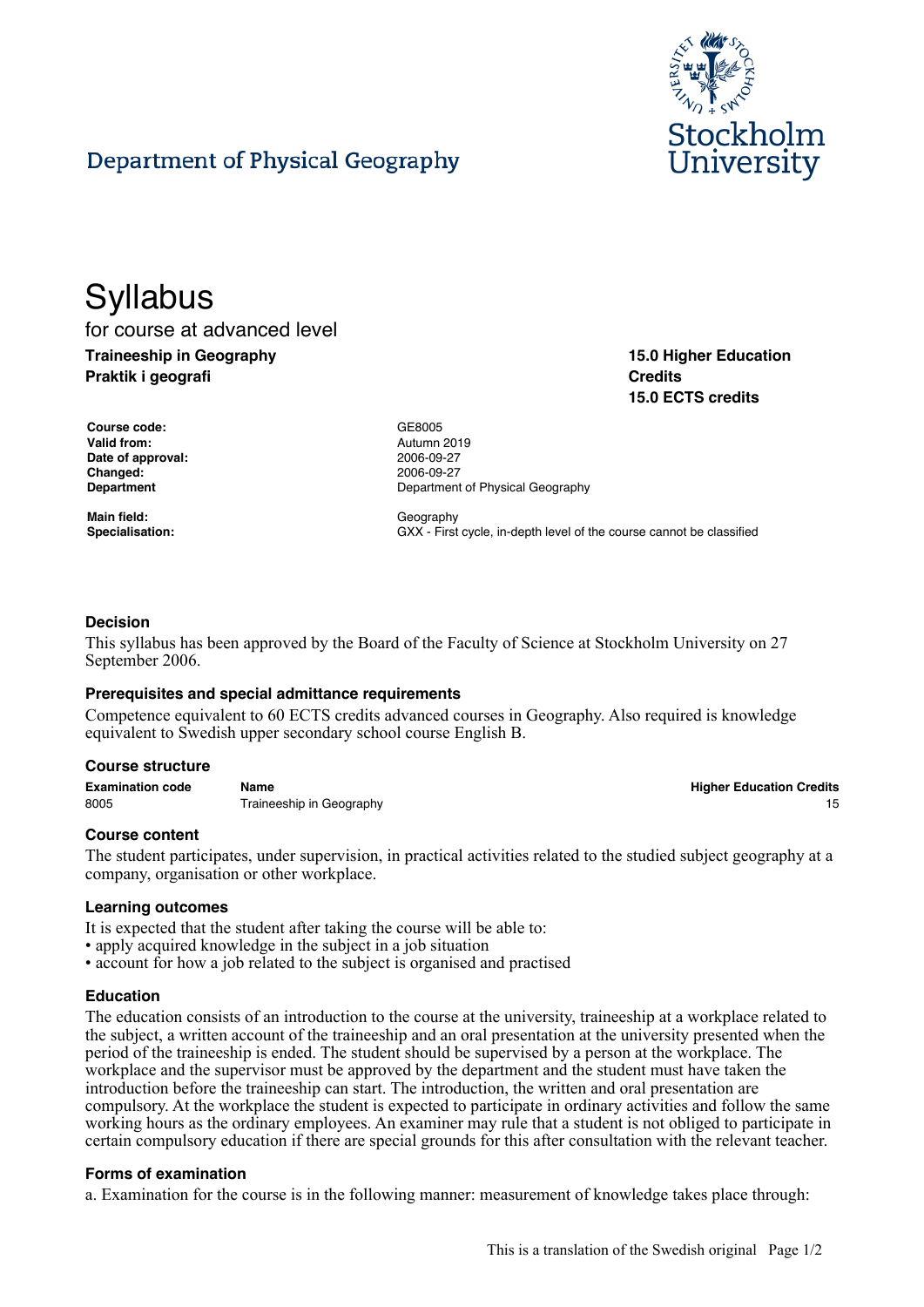Department of Physical Geography

# Syllabus

for course at advanced level

**Traineeship in Geography**
**Praktik i geografi**

**15.0 Higher Education Credits**
**15.0 ECTS credits**

| | |
|---|---|
| **Course code:** | GE8005 |
| **Valid from:** | Autumn 2019 |
| **Date of approval:** | 2006-09-27 |
| **Changed:** | 2006-09-27 |
| **Department** | Department of Physical Geography |
| **Main field:** | Geography |
| **Specialisation:** | GXX - First cycle, in-depth level of the course cannot be classified |

### Decision

This syllabus has been approved by the Board of the Faculty of Science at Stockholm University on 27 September 2006.

### Prerequisites and special admittance requirements

Competence equivalent to 60 ECTS credits advanced courses in Geography. Also required is knowledge equivalent to Swedish upper secondary school course English B.

### Course structure

| Examination code | Name | Higher Education Credits |
|---|---|---|
| 8005 | Traineeship in Geography | 15 |

### Course content

The student participates, under supervision, in practical activities related to the studied subject geography at a company, organisation or other workplace.

### Learning outcomes

It is expected that the student after taking the course will be able to:

- apply acquired knowledge in the subject in a job situation
- account for how a job related to the subject is organised and practised

### Education

The education consists of an introduction to the course at the university, traineeship at a workplace related to the subject, a written account of the traineeship and an oral presentation at the university presented when the period of the traineeship is ended. The student should be supervised by a person at the workplace. The workplace and the supervisor must be approved by the department and the student must have taken the introduction before the traineeship can start. The introduction, the written and oral presentation are compulsory. At the workplace the student is expected to participate in ordinary activities and follow the same working hours as the ordinary employees. An examiner may rule that a student is not obliged to participate in certain compulsory education if there are special grounds for this after consultation with the relevant teacher.

### Forms of examination

a. Examination for the course is in the following manner: measurement of knowledge takes place through: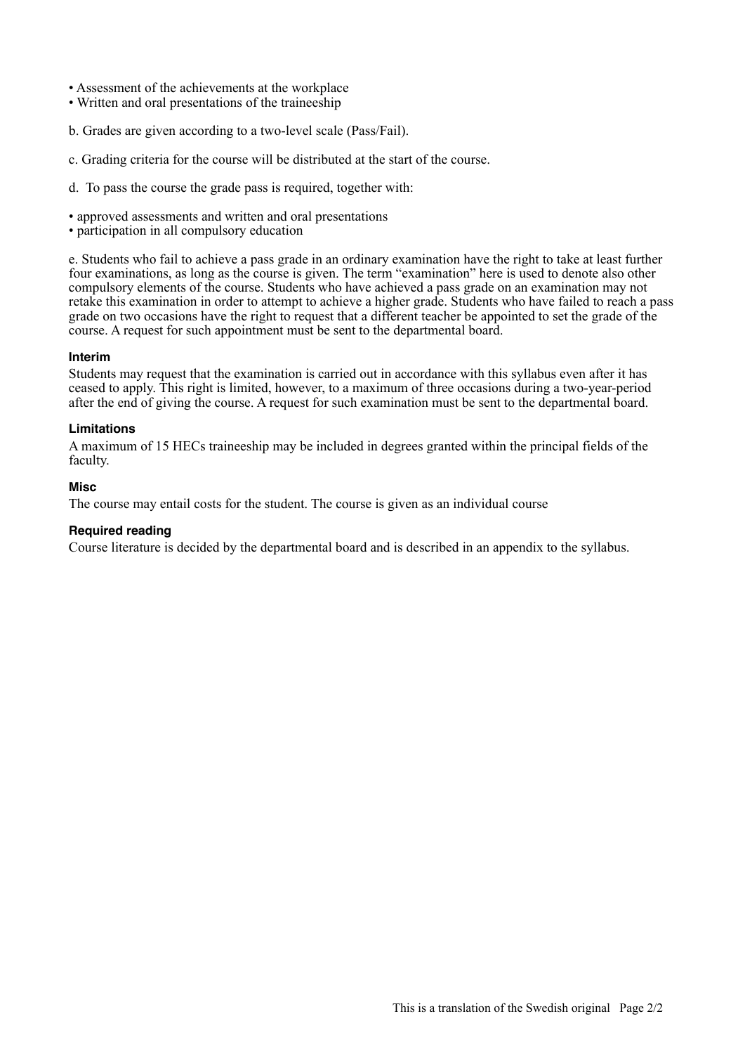- Assessment of the achievements at the workplace
- Written and oral presentations of the traineeship

b. Grades are given according to a two-level scale (Pass/Fail).

c. Grading criteria for the course will be distributed at the start of the course.

d. To pass the course the grade pass is required, together with:

- approved assessments and written and oral presentations
- participation in all compulsory education

e. Students who fail to achieve a pass grade in an ordinary examination have the right to take at least further four examinations, as long as the course is given. The term "examination" here is used to denote also other compulsory elements of the course. Students who have achieved a pass grade on an examination may not retake this examination in order to attempt to achieve a higher grade. Students who have failed to reach a pass grade on two occasions have the right to request that a different teacher be appointed to set the grade of the course. A request for such appointment must be sent to the departmental board.

### Interim

Students may request that the examination is carried out in accordance with this syllabus even after it has ceased to apply. This right is limited, however, to a maximum of three occasions during a two-year-period after the end of giving the course. A request for such examination must be sent to the departmental board.

### Limitations

A maximum of 15 HECs traineeship may be included in degrees granted within the principal fields of the faculty.

### Misc

The course may entail costs for the student. The course is given as an individual course

### Required reading

Course literature is decided by the departmental board and is described in an appendix to the syllabus.

This is a translation of the Swedish original